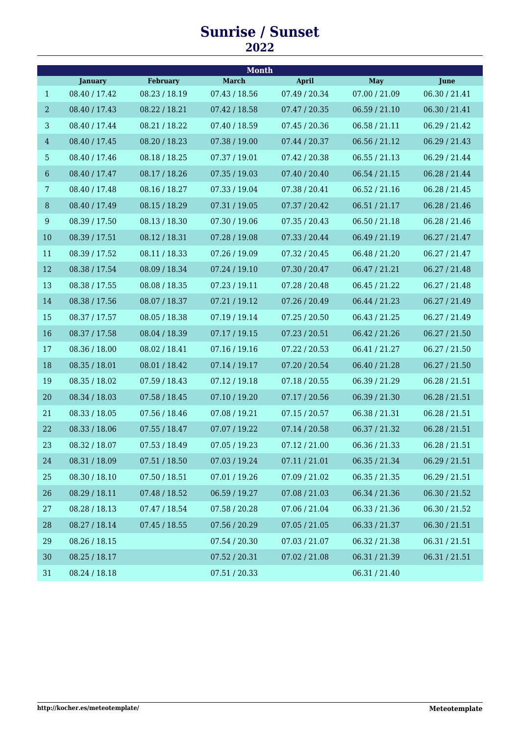# Sunrise / Sunset

## 2022

| | Month | | | | | |
|---|---|---|---|---|---|---|
| | January | February | March | April | May | June |
| 1 | 08.40 / 17.42 | 08.23 / 18.19 | 07.43 / 18.56 | 07.49 / 20.34 | 07.00 / 21.09 | 06.30 / 21.41 |
| 2 | 08.40 / 17.43 | 08.22 / 18.21 | 07.42 / 18.58 | 07.47 / 20.35 | 06.59 / 21.10 | 06.30 / 21.41 |
| 3 | 08.40 / 17.44 | 08.21 / 18.22 | 07.40 / 18.59 | 07.45 / 20.36 | 06.58 / 21.11 | 06.29 / 21.42 |
| 4 | 08.40 / 17.45 | 08.20 / 18.23 | 07.38 / 19.00 | 07.44 / 20.37 | 06.56 / 21.12 | 06.29 / 21.43 |
| 5 | 08.40 / 17.46 | 08.18 / 18.25 | 07.37 / 19.01 | 07.42 / 20.38 | 06.55 / 21.13 | 06.29 / 21.44 |
| 6 | 08.40 / 17.47 | 08.17 / 18.26 | 07.35 / 19.03 | 07.40 / 20.40 | 06.54 / 21.15 | 06.28 / 21.44 |
| 7 | 08.40 / 17.48 | 08.16 / 18.27 | 07.33 / 19.04 | 07.38 / 20.41 | 06.52 / 21.16 | 06.28 / 21.45 |
| 8 | 08.40 / 17.49 | 08.15 / 18.29 | 07.31 / 19.05 | 07.37 / 20.42 | 06.51 / 21.17 | 06.28 / 21.46 |
| 9 | 08.39 / 17.50 | 08.13 / 18.30 | 07.30 / 19.06 | 07.35 / 20.43 | 06.50 / 21.18 | 06.28 / 21.46 |
| 10 | 08.39 / 17.51 | 08.12 / 18.31 | 07.28 / 19.08 | 07.33 / 20.44 | 06.49 / 21.19 | 06.27 / 21.47 |
| 11 | 08.39 / 17.52 | 08.11 / 18.33 | 07.26 / 19.09 | 07.32 / 20.45 | 06.48 / 21.20 | 06.27 / 21.47 |
| 12 | 08.38 / 17.54 | 08.09 / 18.34 | 07.24 / 19.10 | 07.30 / 20.47 | 06.47 / 21.21 | 06.27 / 21.48 |
| 13 | 08.38 / 17.55 | 08.08 / 18.35 | 07.23 / 19.11 | 07.28 / 20.48 | 06.45 / 21.22 | 06.27 / 21.48 |
| 14 | 08.38 / 17.56 | 08.07 / 18.37 | 07.21 / 19.12 | 07.26 / 20.49 | 06.44 / 21.23 | 06.27 / 21.49 |
| 15 | 08.37 / 17.57 | 08.05 / 18.38 | 07.19 / 19.14 | 07.25 / 20.50 | 06.43 / 21.25 | 06.27 / 21.49 |
| 16 | 08.37 / 17.58 | 08.04 / 18.39 | 07.17 / 19.15 | 07.23 / 20.51 | 06.42 / 21.26 | 06.27 / 21.50 |
| 17 | 08.36 / 18.00 | 08.02 / 18.41 | 07.16 / 19.16 | 07.22 / 20.53 | 06.41 / 21.27 | 06.27 / 21.50 |
| 18 | 08.35 / 18.01 | 08.01 / 18.42 | 07.14 / 19.17 | 07.20 / 20.54 | 06.40 / 21.28 | 06.27 / 21.50 |
| 19 | 08.35 / 18.02 | 07.59 / 18.43 | 07.12 / 19.18 | 07.18 / 20.55 | 06.39 / 21.29 | 06.28 / 21.51 |
| 20 | 08.34 / 18.03 | 07.58 / 18.45 | 07.10 / 19.20 | 07.17 / 20.56 | 06.39 / 21.30 | 06.28 / 21.51 |
| 21 | 08.33 / 18.05 | 07.56 / 18.46 | 07.08 / 19.21 | 07.15 / 20.57 | 06.38 / 21.31 | 06.28 / 21.51 |
| 22 | 08.33 / 18.06 | 07.55 / 18.47 | 07.07 / 19.22 | 07.14 / 20.58 | 06.37 / 21.32 | 06.28 / 21.51 |
| 23 | 08.32 / 18.07 | 07.53 / 18.49 | 07.05 / 19.23 | 07.12 / 21.00 | 06.36 / 21.33 | 06.28 / 21.51 |
| 24 | 08.31 / 18.09 | 07.51 / 18.50 | 07.03 / 19.24 | 07.11 / 21.01 | 06.35 / 21.34 | 06.29 / 21.51 |
| 25 | 08.30 / 18.10 | 07.50 / 18.51 | 07.01 / 19.26 | 07.09 / 21.02 | 06.35 / 21.35 | 06.29 / 21.51 |
| 26 | 08.29 / 18.11 | 07.48 / 18.52 | 06.59 / 19.27 | 07.08 / 21.03 | 06.34 / 21.36 | 06.30 / 21.52 |
| 27 | 08.28 / 18.13 | 07.47 / 18.54 | 07.58 / 20.28 | 07.06 / 21.04 | 06.33 / 21.36 | 06.30 / 21.52 |
| 28 | 08.27 / 18.14 | 07.45 / 18.55 | 07.56 / 20.29 | 07.05 / 21.05 | 06.33 / 21.37 | 06.30 / 21.51 |
| 29 | 08.26 / 18.15 | | 07.54 / 20.30 | 07.03 / 21.07 | 06.32 / 21.38 | 06.31 / 21.51 |
| 30 | 08.25 / 18.17 | | 07.52 / 20.31 | 07.02 / 21.08 | 06.31 / 21.39 | 06.31 / 21.51 |
| 31 | 08.24 / 18.18 | | 07.51 / 20.33 | | 06.31 / 21.40 | |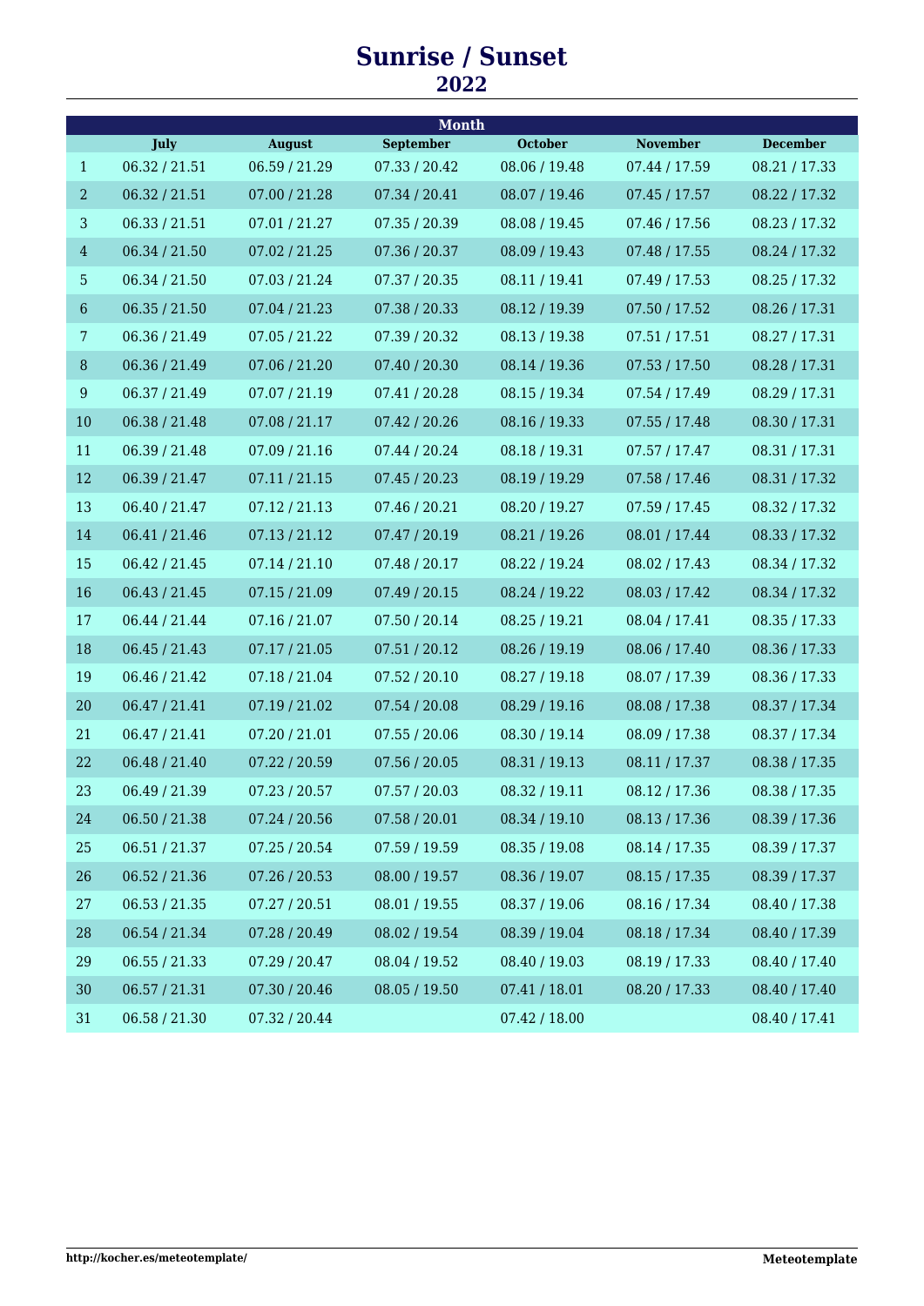# Sunrise / Sunset

## 2022

| | Month | | | | | |
|---|---|---|---|---|---|---|
| | **July** | **August** | **September** | **October** | **November** | **December** |
| 1 | 06.32 / 21.51 | 06.59 / 21.29 | 07.33 / 20.42 | 08.06 / 19.48 | 07.44 / 17.59 | 08.21 / 17.33 |
| 2 | 06.32 / 21.51 | 07.00 / 21.28 | 07.34 / 20.41 | 08.07 / 19.46 | 07.45 / 17.57 | 08.22 / 17.32 |
| 3 | 06.33 / 21.51 | 07.01 / 21.27 | 07.35 / 20.39 | 08.08 / 19.45 | 07.46 / 17.56 | 08.23 / 17.32 |
| 4 | 06.34 / 21.50 | 07.02 / 21.25 | 07.36 / 20.37 | 08.09 / 19.43 | 07.48 / 17.55 | 08.24 / 17.32 |
| 5 | 06.34 / 21.50 | 07.03 / 21.24 | 07.37 / 20.35 | 08.11 / 19.41 | 07.49 / 17.53 | 08.25 / 17.32 |
| 6 | 06.35 / 21.50 | 07.04 / 21.23 | 07.38 / 20.33 | 08.12 / 19.39 | 07.50 / 17.52 | 08.26 / 17.31 |
| 7 | 06.36 / 21.49 | 07.05 / 21.22 | 07.39 / 20.32 | 08.13 / 19.38 | 07.51 / 17.51 | 08.27 / 17.31 |
| 8 | 06.36 / 21.49 | 07.06 / 21.20 | 07.40 / 20.30 | 08.14 / 19.36 | 07.53 / 17.50 | 08.28 / 17.31 |
| 9 | 06.37 / 21.49 | 07.07 / 21.19 | 07.41 / 20.28 | 08.15 / 19.34 | 07.54 / 17.49 | 08.29 / 17.31 |
| 10 | 06.38 / 21.48 | 07.08 / 21.17 | 07.42 / 20.26 | 08.16 / 19.33 | 07.55 / 17.48 | 08.30 / 17.31 |
| 11 | 06.39 / 21.48 | 07.09 / 21.16 | 07.44 / 20.24 | 08.18 / 19.31 | 07.57 / 17.47 | 08.31 / 17.31 |
| 12 | 06.39 / 21.47 | 07.11 / 21.15 | 07.45 / 20.23 | 08.19 / 19.29 | 07.58 / 17.46 | 08.31 / 17.32 |
| 13 | 06.40 / 21.47 | 07.12 / 21.13 | 07.46 / 20.21 | 08.20 / 19.27 | 07.59 / 17.45 | 08.32 / 17.32 |
| 14 | 06.41 / 21.46 | 07.13 / 21.12 | 07.47 / 20.19 | 08.21 / 19.26 | 08.01 / 17.44 | 08.33 / 17.32 |
| 15 | 06.42 / 21.45 | 07.14 / 21.10 | 07.48 / 20.17 | 08.22 / 19.24 | 08.02 / 17.43 | 08.34 / 17.32 |
| 16 | 06.43 / 21.45 | 07.15 / 21.09 | 07.49 / 20.15 | 08.24 / 19.22 | 08.03 / 17.42 | 08.34 / 17.32 |
| 17 | 06.44 / 21.44 | 07.16 / 21.07 | 07.50 / 20.14 | 08.25 / 19.21 | 08.04 / 17.41 | 08.35 / 17.33 |
| 18 | 06.45 / 21.43 | 07.17 / 21.05 | 07.51 / 20.12 | 08.26 / 19.19 | 08.06 / 17.40 | 08.36 / 17.33 |
| 19 | 06.46 / 21.42 | 07.18 / 21.04 | 07.52 / 20.10 | 08.27 / 19.18 | 08.07 / 17.39 | 08.36 / 17.33 |
| 20 | 06.47 / 21.41 | 07.19 / 21.02 | 07.54 / 20.08 | 08.29 / 19.16 | 08.08 / 17.38 | 08.37 / 17.34 |
| 21 | 06.47 / 21.41 | 07.20 / 21.01 | 07.55 / 20.06 | 08.30 / 19.14 | 08.09 / 17.38 | 08.37 / 17.34 |
| 22 | 06.48 / 21.40 | 07.22 / 20.59 | 07.56 / 20.05 | 08.31 / 19.13 | 08.11 / 17.37 | 08.38 / 17.35 |
| 23 | 06.49 / 21.39 | 07.23 / 20.57 | 07.57 / 20.03 | 08.32 / 19.11 | 08.12 / 17.36 | 08.38 / 17.35 |
| 24 | 06.50 / 21.38 | 07.24 / 20.56 | 07.58 / 20.01 | 08.34 / 19.10 | 08.13 / 17.36 | 08.39 / 17.36 |
| 25 | 06.51 / 21.37 | 07.25 / 20.54 | 07.59 / 19.59 | 08.35 / 19.08 | 08.14 / 17.35 | 08.39 / 17.37 |
| 26 | 06.52 / 21.36 | 07.26 / 20.53 | 08.00 / 19.57 | 08.36 / 19.07 | 08.15 / 17.35 | 08.39 / 17.37 |
| 27 | 06.53 / 21.35 | 07.27 / 20.51 | 08.01 / 19.55 | 08.37 / 19.06 | 08.16 / 17.34 | 08.40 / 17.38 |
| 28 | 06.54 / 21.34 | 07.28 / 20.49 | 08.02 / 19.54 | 08.39 / 19.04 | 08.18 / 17.34 | 08.40 / 17.39 |
| 29 | 06.55 / 21.33 | 07.29 / 20.47 | 08.04 / 19.52 | 08.40 / 19.03 | 08.19 / 17.33 | 08.40 / 17.40 |
| 30 | 06.57 / 21.31 | 07.30 / 20.46 | 08.05 / 19.50 | 07.41 / 18.01 | 08.20 / 17.33 | 08.40 / 17.40 |
| 31 | 06.58 / 21.30 | 07.32 / 20.44 | | 07.42 / 18.00 | | 08.40 / 17.41 |

**http://kocher.es/meteotemplate/** **Meteotemplate**